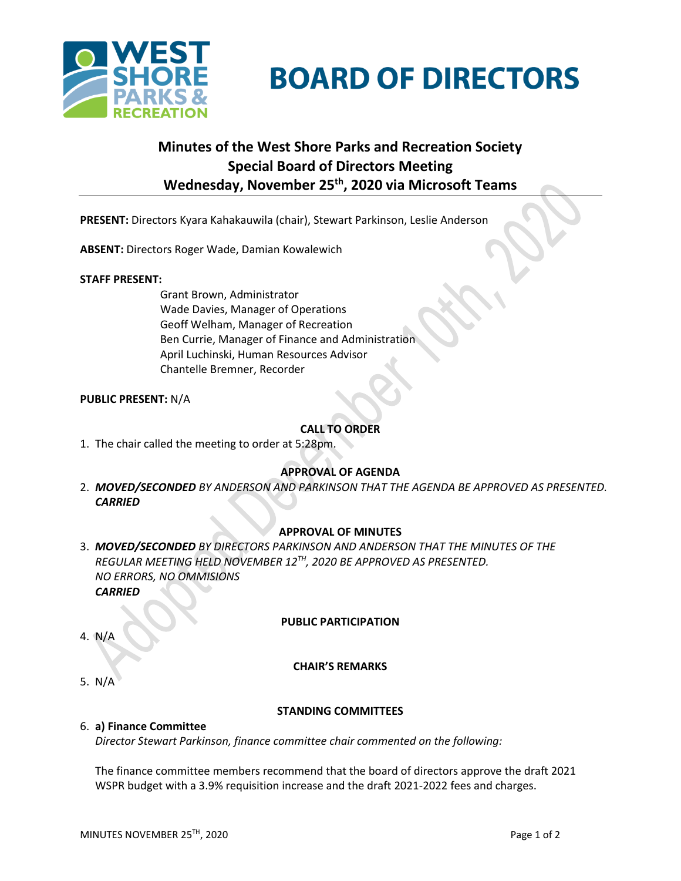# BOARD OF DIRECTORS

## Minutes of the West Shore Parks and Recreation Society Special Board of Directors Meeting Wednesday, November 25th, 2020 via Microsoft Teams

*Adopted December 10th, 2020*

**PRESENT:** Directors Kyara Kahakauwila (chair), Stewart Parkinson, Leslie Anderson

**ABSENT:** Directors Roger Wade, Damian Kowalewich

**STAFF PRESENT:**

Grant Brown, Administrator
Wade Davies, Manager of Operations
Geoff Welham, Manager of Recreation
Ben Currie, Manager of Finance and Administration
April Luchinski, Human Resources Advisor
Chantelle Bremner, Recorder

**PUBLIC PRESENT:** N/A

### CALL TO ORDER

1. The chair called the meeting to order at 5:28pm.

### APPROVAL OF AGENDA

2. ***MOVED/SECONDED*** *BY ANDERSON AND PARKINSON THAT THE AGENDA BE APPROVED AS PRESENTED.*
   ***CARRIED***

### APPROVAL OF MINUTES

3. ***MOVED/SECONDED*** *BY DIRECTORS PARKINSON AND ANDERSON THAT THE MINUTES OF THE REGULAR MEETING HELD NOVEMBER 12TH, 2020 BE APPROVED AS PRESENTED.*
   *NO ERRORS, NO OMMISIONS*
   ***CARRIED***

### PUBLIC PARTICIPATION

4. N/A

### CHAIR'S REMARKS

5. N/A

### STANDING COMMITTEES

6. **a) Finance Committee**
   *Director Stewart Parkinson, finance committee chair commented on the following:*

   The finance committee members recommend that the board of directors approve the draft 2021 WSPR budget with a 3.9% requisition increase and the draft 2021-2022 fees and charges.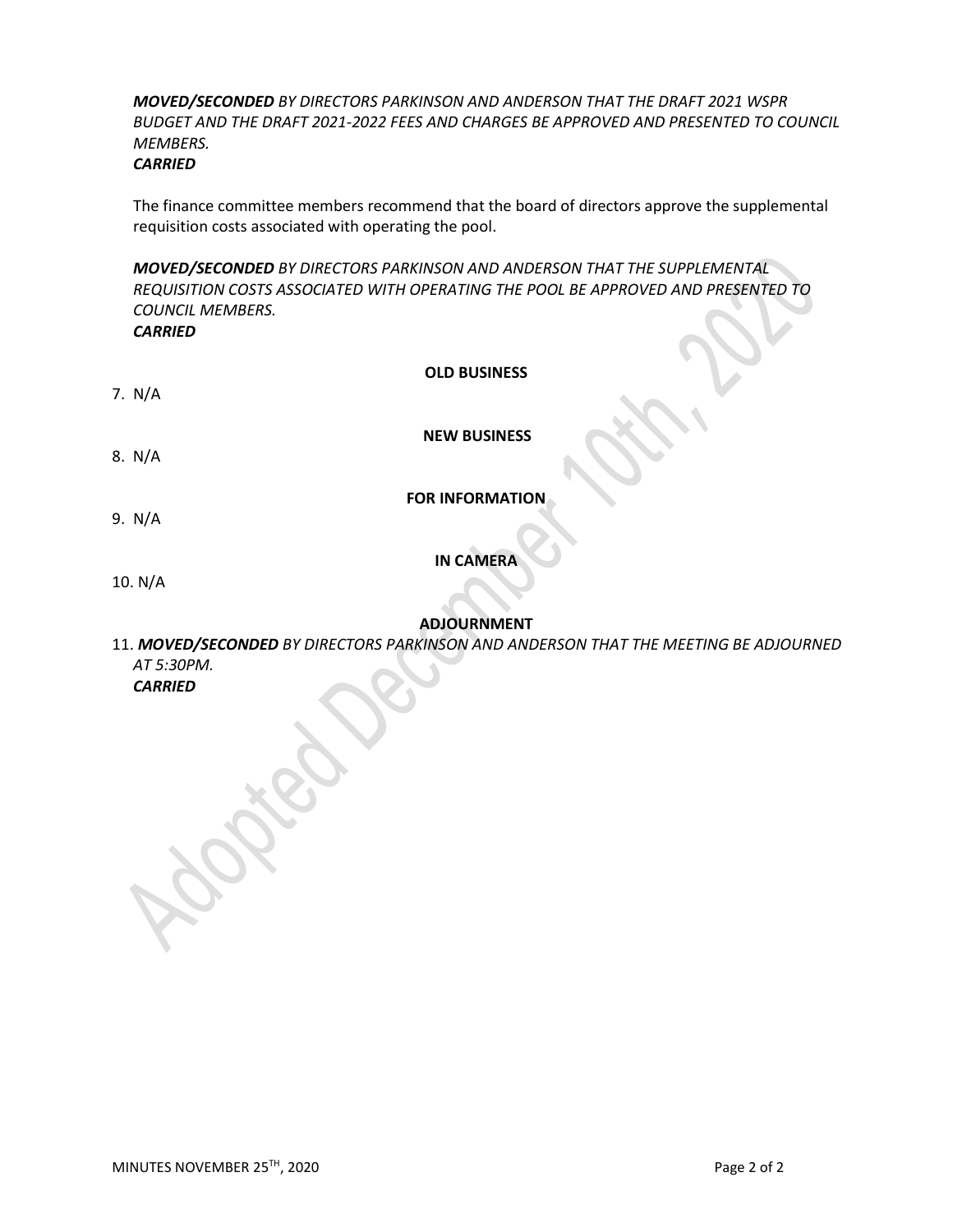***MOVED/SECONDED*** *BY DIRECTORS PARKINSON AND ANDERSON THAT THE DRAFT 2021 WSPR BUDGET AND THE DRAFT 2021-2022 FEES AND CHARGES BE APPROVED AND PRESENTED TO COUNCIL MEMBERS.*
***CARRIED***

The finance committee members recommend that the board of directors approve the supplemental requisition costs associated with operating the pool.

***MOVED/SECONDED*** *BY DIRECTORS PARKINSON AND ANDERSON THAT THE SUPPLEMENTAL REQUISITION COSTS ASSOCIATED WITH OPERATING THE POOL BE APPROVED AND PRESENTED TO COUNCIL MEMBERS.*
***CARRIED***

**OLD BUSINESS**

7. N/A

**NEW BUSINESS**

8. N/A

**FOR INFORMATION**

9. N/A

**IN CAMERA**

10. N/A

**ADJOURNMENT**

11. ***MOVED/SECONDED*** *BY DIRECTORS PARKINSON AND ANDERSON THAT THE MEETING BE ADJOURNED AT 5:30PM.*
***CARRIED***

Adopted December 10th, 2020